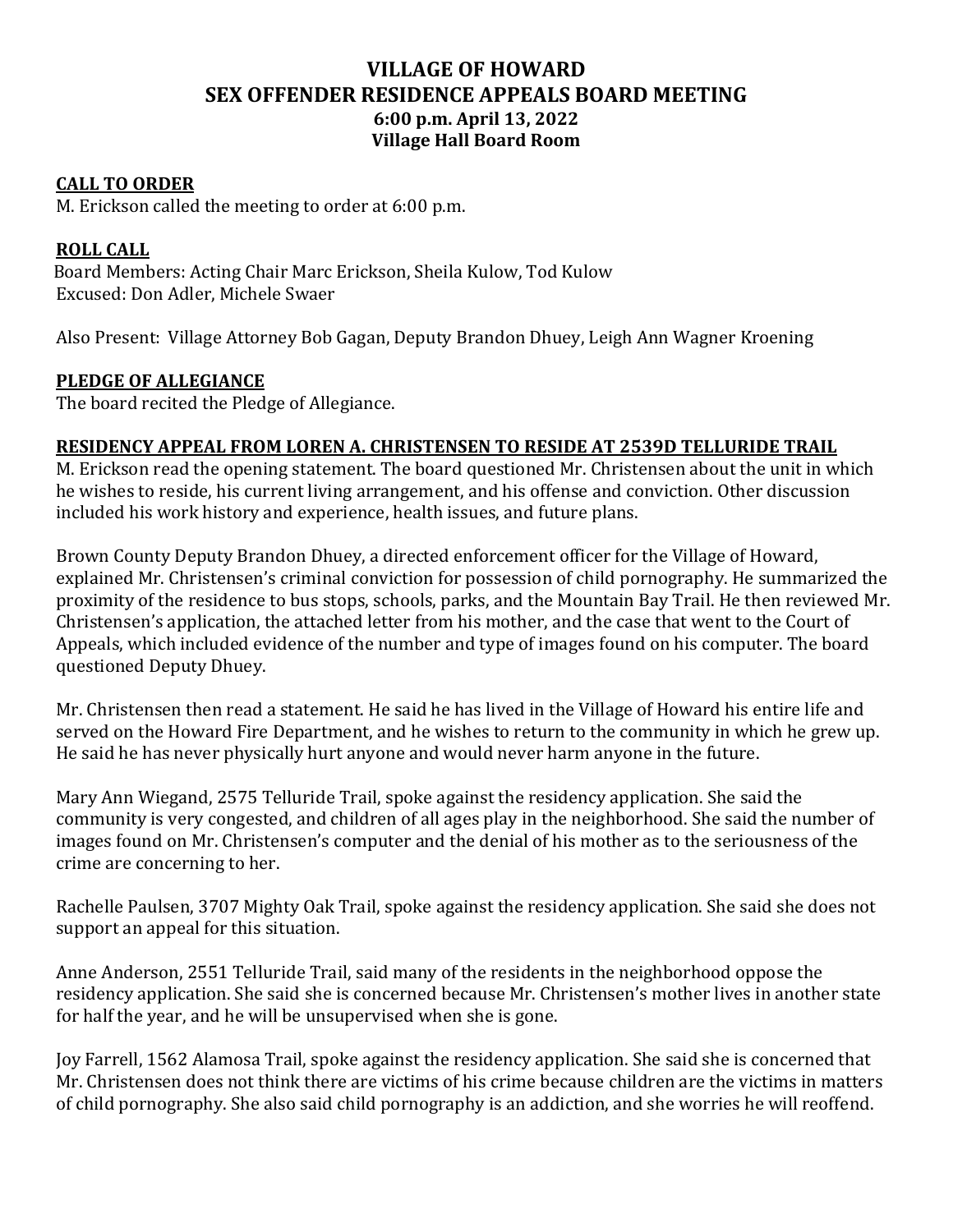# VILLAGE OF HOWARD
## SEX OFFENDER RESIDENCE APPEALS BOARD MEETING
### 6:00 p.m. April 13, 2022
### Village Hall Board Room

**CALL TO ORDER**

M. Erickson called the meeting to order at 6:00 p.m.

**ROLL CALL**

Board Members: Acting Chair Marc Erickson, Sheila Kulow, Tod Kulow
Excused: Don Adler, Michele Swaer

Also Present: Village Attorney Bob Gagan, Deputy Brandon Dhuey, Leigh Ann Wagner Kroening

**PLEDGE OF ALLEGIANCE**

The board recited the Pledge of Allegiance.

**RESIDENCY APPEAL FROM LOREN A. CHRISTENSEN TO RESIDE AT 2539D TELLURIDE TRAIL**

M. Erickson read the opening statement. The board questioned Mr. Christensen about the unit in which he wishes to reside, his current living arrangement, and his offense and conviction. Other discussion included his work history and experience, health issues, and future plans.

Brown County Deputy Brandon Dhuey, a directed enforcement officer for the Village of Howard, explained Mr. Christensen's criminal conviction for possession of child pornography. He summarized the proximity of the residence to bus stops, schools, parks, and the Mountain Bay Trail. He then reviewed Mr. Christensen's application, the attached letter from his mother, and the case that went to the Court of Appeals, which included evidence of the number and type of images found on his computer. The board questioned Deputy Dhuey.

Mr. Christensen then read a statement. He said he has lived in the Village of Howard his entire life and served on the Howard Fire Department, and he wishes to return to the community in which he grew up. He said he has never physically hurt anyone and would never harm anyone in the future.

Mary Ann Wiegand, 2575 Telluride Trail, spoke against the residency application. She said the community is very congested, and children of all ages play in the neighborhood. She said the number of images found on Mr. Christensen's computer and the denial of his mother as to the seriousness of the crime are concerning to her.

Rachelle Paulsen, 3707 Mighty Oak Trail, spoke against the residency application. She said she does not support an appeal for this situation.

Anne Anderson, 2551 Telluride Trail, said many of the residents in the neighborhood oppose the residency application. She said she is concerned because Mr. Christensen's mother lives in another state for half the year, and he will be unsupervised when she is gone.

Joy Farrell, 1562 Alamosa Trail, spoke against the residency application. She said she is concerned that Mr. Christensen does not think there are victims of his crime because children are the victims in matters of child pornography. She also said child pornography is an addiction, and she worries he will reoffend.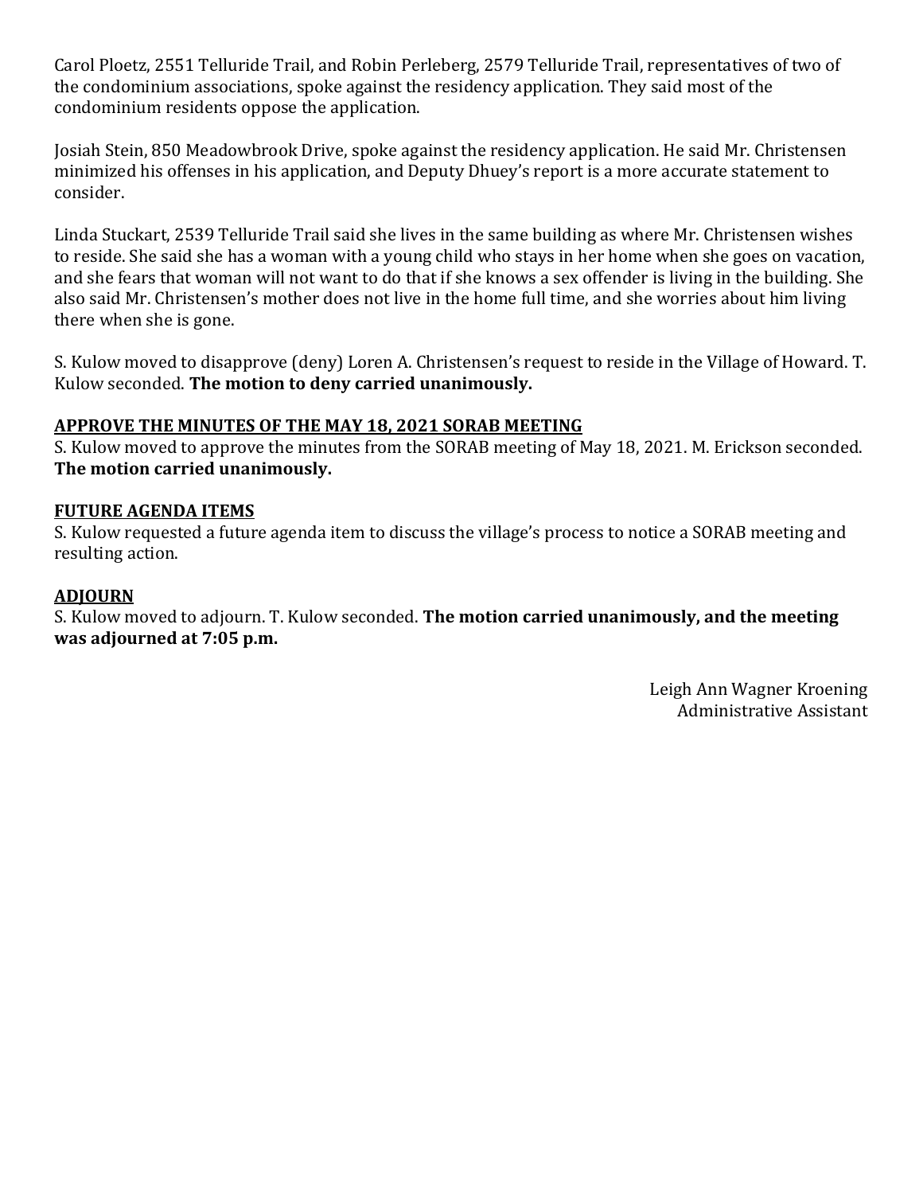Carol Ploetz, 2551 Telluride Trail, and Robin Perleberg, 2579 Telluride Trail, representatives of two of the condominium associations, spoke against the residency application. They said most of the condominium residents oppose the application.

Josiah Stein, 850 Meadowbrook Drive, spoke against the residency application. He said Mr. Christensen minimized his offenses in his application, and Deputy Dhuey's report is a more accurate statement to consider.

Linda Stuckart, 2539 Telluride Trail said she lives in the same building as where Mr. Christensen wishes to reside. She said she has a woman with a young child who stays in her home when she goes on vacation, and she fears that woman will not want to do that if she knows a sex offender is living in the building. She also said Mr. Christensen's mother does not live in the home full time, and she worries about him living there when she is gone.

S. Kulow moved to disapprove (deny) Loren A. Christensen's request to reside in the Village of Howard. T. Kulow seconded. **The motion to deny carried unanimously.**

**APPROVE THE MINUTES OF THE MAY 18, 2021 SORAB MEETING**

S. Kulow moved to approve the minutes from the SORAB meeting of May 18, 2021. M. Erickson seconded. **The motion carried unanimously.**

**FUTURE AGENDA ITEMS**

S. Kulow requested a future agenda item to discuss the village's process to notice a SORAB meeting and resulting action.

**ADJOURN**

S. Kulow moved to adjourn. T. Kulow seconded. **The motion carried unanimously, and the meeting was adjourned at 7:05 p.m.**

Leigh Ann Wagner Kroening
Administrative Assistant